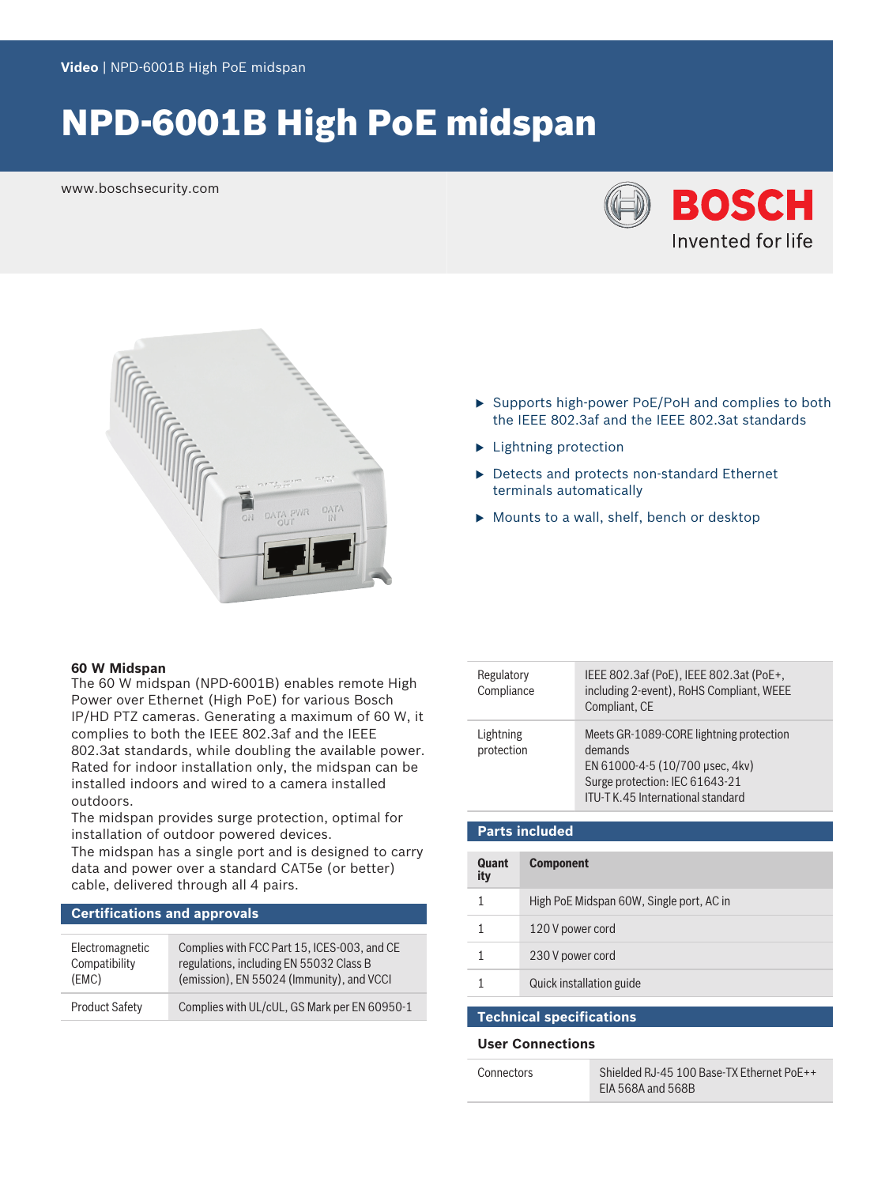Video | NPD-6001B High PoE midspan

# NPD-6001B High PoE midspan

www.boschsecurity.com

BOSCH
Invented for life

- Supports high-power PoE/PoH and complies to both the IEEE 802.3af and the IEEE 802.3at standards
- Lightning protection
- Detects and protects non-standard Ethernet terminals automatically
- Mounts to a wall, shelf, bench or desktop

**60 W Midspan**

The 60 W midspan (NPD-6001B) enables remote High Power over Ethernet (High PoE) for various Bosch IP/HD PTZ cameras. Generating a maximum of 60 W, it complies to both the IEEE 802.3af and the IEEE 802.3at standards, while doubling the available power. Rated for indoor installation only, the midspan can be installed indoors and wired to a camera installed outdoors.

The midspan provides surge protection, optimal for installation of outdoor powered devices.

The midspan has a single port and is designed to carry data and power over a standard CAT5e (or better) cable, delivered through all 4 pairs.

## Certifications and approvals

| | |
|---|---|
| Electromagnetic Compatibility (EMC) | Complies with FCC Part 15, ICES-003, and CE regulations, including EN 55032 Class B (emission), EN 55024 (Immunity), and VCCI |
| Product Safety | Complies with UL/cUL, GS Mark per EN 60950-1 |
| Regulatory Compliance | IEEE 802.3af (PoE), IEEE 802.3at (PoE+, including 2-event), RoHS Compliant, WEEE Compliant, CE |
| Lightning protection | Meets GR-1089-CORE lightning protection demands<br>EN 61000-4-5 (10/700 µsec, 4kv)<br>Surge protection: IEC 61643-21<br>ITU-T K.45 International standard |

## Parts included

| Quantity | Component |
|---|---|
| 1 | High PoE Midspan 60W, Single port, AC in |
| 1 | 120 V power cord |
| 1 | 230 V power cord |
| 1 | Quick installation guide |

## Technical specifications

### User Connections

| | |
|---|---|
| Connectors | Shielded RJ-45 100 Base-TX Ethernet PoE++ EIA 568A and 568B |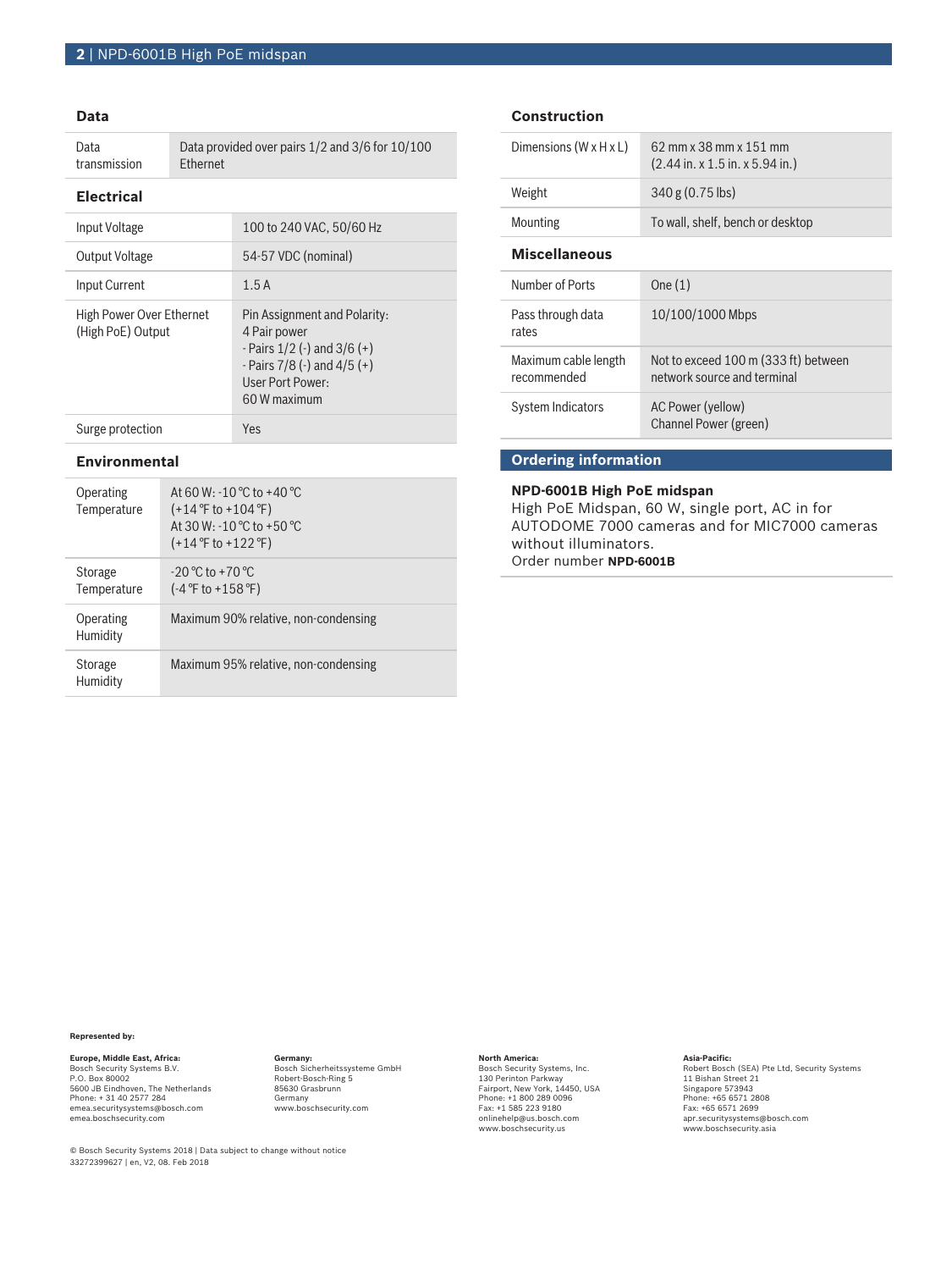## Data

| | |
|---|---|
| Data transmission | Data provided over pairs 1/2 and 3/6 for 10/100 Ethernet |

## Electrical

| | |
|---|---|
| Input Voltage | 100 to 240 VAC, 50/60 Hz |
| Output Voltage | 54-57 VDC (nominal) |
| Input Current | 1.5 A |
| High Power Over Ethernet (High PoE) Output | Pin Assignment and Polarity:<br>4 Pair power<br>- Pairs 1/2 (-) and 3/6 (+)<br>- Pairs 7/8 (-) and 4/5 (+)<br>User Port Power:<br>60 W maximum |
| Surge protection | Yes |

## Environmental

| | |
|---|---|
| Operating Temperature | At 60 W: -10 °C to +40 °C<br>(+14 °F to +104 °F)<br>At 30 W: -10 °C to +50 °C<br>(+14 °F to +122 °F) |
| Storage Temperature | -20 °C to +70 °C<br>(-4 °F to +158 °F) |
| Operating Humidity | Maximum 90% relative, non-condensing |
| Storage Humidity | Maximum 95% relative, non-condensing |

## Construction

| | |
|---|---|
| Dimensions (W x H x L) | 62 mm x 38 mm x 151 mm<br>(2.44 in. x 1.5 in. x 5.94 in.) |
| Weight | 340 g (0.75 lbs) |
| Mounting | To wall, shelf, bench or desktop |

## Miscellaneous

| | |
|---|---|
| Number of Ports | One (1) |
| Pass through data rates | 10/100/1000 Mbps |
| Maximum cable length recommended | Not to exceed 100 m (333 ft) between network source and terminal |
| System Indicators | AC Power (yellow)<br>Channel Power (green) |

## Ordering information

**NPD-6001B High PoE midspan**
High PoE Midspan, 60 W, single port, AC in for AUTODOME 7000 cameras and for MIC7000 cameras without illuminators.
Order number **NPD-6001B**

**Represented by:**

**Europe, Middle East, Africa:**
Bosch Security Systems B.V.
P.O. Box 80002
5600 JB Eindhoven, The Netherlands
Phone: + 31 40 2577 284
emea.securitysystems@bosch.com
emea.boschsecurity.com

**Germany:**
Bosch Sicherheitssysteme GmbH
Robert-Bosch-Ring 5
85630 Grasbrunn
Germany
www.boschsecurity.com

**North America:**
Bosch Security Systems, Inc.
130 Perinton Parkway
Fairport, New York, 14450, USA
Phone: +1 800 289 0096
Fax: +1 585 223 9180
onlinehelp@us.bosch.com
www.boschsecurity.us

**Asia-Pacific:**
Robert Bosch (SEA) Pte Ltd, Security Systems
11 Bishan Street 21
Singapore 573943
Phone: +65 6571 2808
Fax: +65 6571 2699
apr.securitysystems@bosch.com
www.boschsecurity.asia

© Bosch Security Systems 2018 | Data subject to change without notice
33272399627 | en, V2, 08. Feb 2018